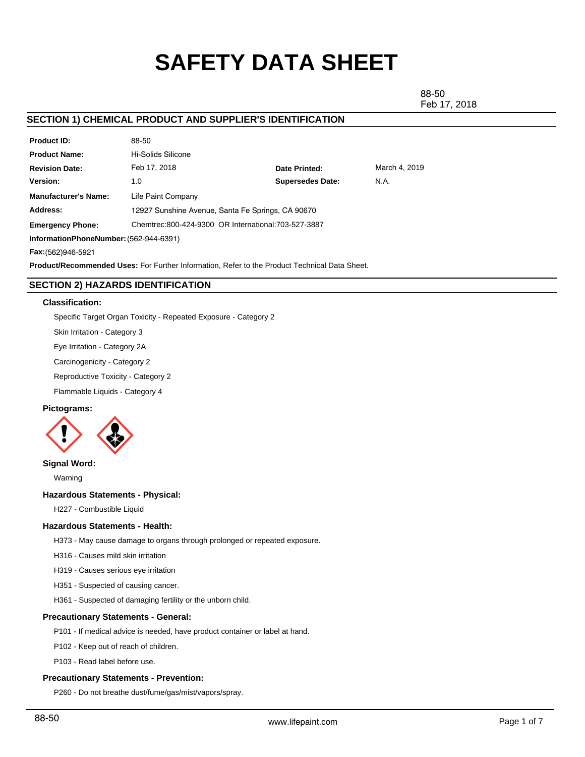# SAFETY DATA SHEET

88-50
Feb 17, 2018

## SECTION 1) CHEMICAL PRODUCT AND SUPPLIER'S IDENTIFICATION

| | | | |
|---|---|---|---|
| **Product ID:** | 88-50 | | |
| **Product Name:** | Hi-Solids Silicone | | |
| **Revision Date:** | Feb 17, 2018 | **Date Printed:** | March 4, 2019 |
| **Version:** | 1.0 | **Supersedes Date:** | N.A. |
| **Manufacturer's Name:** | Life Paint Company | | |
| **Address:** | 12927 Sunshine Avenue, Santa Fe Springs, CA 90670 | | |
| **Emergency Phone:** | Chemtrec:800-424-9300 OR International:703-527-3887 | | |

**InformationPhoneNumber:** (562-944-6391)

**Fax:** (562)946-5921

**Product/Recommended Uses:** For Further Information, Refer to the Product Technical Data Sheet.

## SECTION 2) HAZARDS IDENTIFICATION

### Classification:

Specific Target Organ Toxicity - Repeated Exposure - Category 2

Skin Irritation - Category 3

Eye Irritation - Category 2A

Carcinogenicity - Category 2

Reproductive Toxicity - Category 2

Flammable Liquids - Category 4

### Pictograms:

### Signal Word:

Warning

### Hazardous Statements - Physical:

H227 - Combustible Liquid

### Hazardous Statements - Health:

H373 - May cause damage to organs through prolonged or repeated exposure.

H316 - Causes mild skin irritation

H319 - Causes serious eye irritation

H351 - Suspected of causing cancer.

H361 - Suspected of damaging fertility or the unborn child.

### Precautionary Statements - General:

P101 - If medical advice is needed, have product container or label at hand.

P102 - Keep out of reach of children.

P103 - Read label before use.

### Precautionary Statements - Prevention:

P260 - Do not breathe dust/fume/gas/mist/vapors/spray.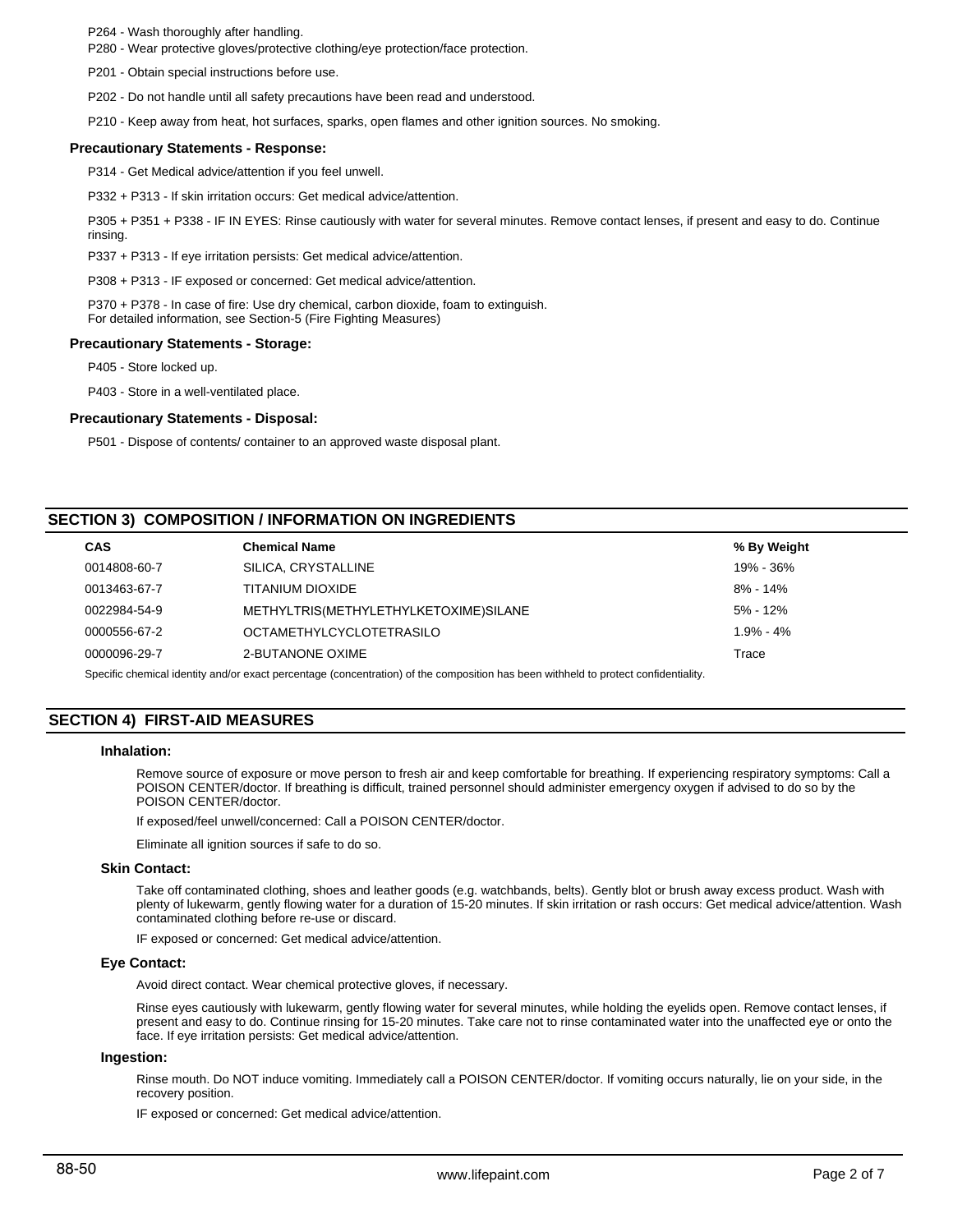P264 - Wash thoroughly after handling.

P280 - Wear protective gloves/protective clothing/eye protection/face protection.

P201 - Obtain special instructions before use.

P202 - Do not handle until all safety precautions have been read and understood.

P210 - Keep away from heat, hot surfaces, sparks, open flames and other ignition sources. No smoking.

### Precautionary Statements - Response:

P314 - Get Medical advice/attention if you feel unwell.

P332 + P313 - If skin irritation occurs: Get medical advice/attention.

P305 + P351 + P338 - IF IN EYES: Rinse cautiously with water for several minutes. Remove contact lenses, if present and easy to do. Continue rinsing.

P337 + P313 - If eye irritation persists: Get medical advice/attention.

P308 + P313 - IF exposed or concerned: Get medical advice/attention.

P370 + P378 - In case of fire: Use dry chemical, carbon dioxide, foam to extinguish.
For detailed information, see Section-5 (Fire Fighting Measures)

### Precautionary Statements - Storage:

P405 - Store locked up.

P403 - Store in a well-ventilated place.

### Precautionary Statements - Disposal:

P501 - Dispose of contents/ container to an approved waste disposal plant.

## SECTION 3) COMPOSITION / INFORMATION ON INGREDIENTS

| CAS | Chemical Name | % By Weight |
|---|---|---|
| 0014808-60-7 | SILICA, CRYSTALLINE | 19% - 36% |
| 0013463-67-7 | TITANIUM DIOXIDE | 8% - 14% |
| 0022984-54-9 | METHYLTRIS(METHYLETHYLKETOXIME)SILANE | 5% - 12% |
| 0000556-67-2 | OCTAMETHYLCYCLOTETRASILO | 1.9% - 4% |
| 0000096-29-7 | 2-BUTANONE OXIME | Trace |

Specific chemical identity and/or exact percentage (concentration) of the composition has been withheld to protect confidentiality.

## SECTION 4) FIRST-AID MEASURES

### Inhalation:

Remove source of exposure or move person to fresh air and keep comfortable for breathing. If experiencing respiratory symptoms: Call a POISON CENTER/doctor. If breathing is difficult, trained personnel should administer emergency oxygen if advised to do so by the POISON CENTER/doctor.

If exposed/feel unwell/concerned: Call a POISON CENTER/doctor.

Eliminate all ignition sources if safe to do so.

### Skin Contact:

Take off contaminated clothing, shoes and leather goods (e.g. watchbands, belts). Gently blot or brush away excess product. Wash with plenty of lukewarm, gently flowing water for a duration of 15-20 minutes. If skin irritation or rash occurs: Get medical advice/attention. Wash contaminated clothing before re-use or discard.

IF exposed or concerned: Get medical advice/attention.

### Eye Contact:

Avoid direct contact. Wear chemical protective gloves, if necessary.

Rinse eyes cautiously with lukewarm, gently flowing water for several minutes, while holding the eyelids open. Remove contact lenses, if present and easy to do. Continue rinsing for 15-20 minutes. Take care not to rinse contaminated water into the unaffected eye or onto the face. If eye irritation persists: Get medical advice/attention.

### Ingestion:

Rinse mouth. Do NOT induce vomiting. Immediately call a POISON CENTER/doctor. If vomiting occurs naturally, lie on your side, in the recovery position.

IF exposed or concerned: Get medical advice/attention.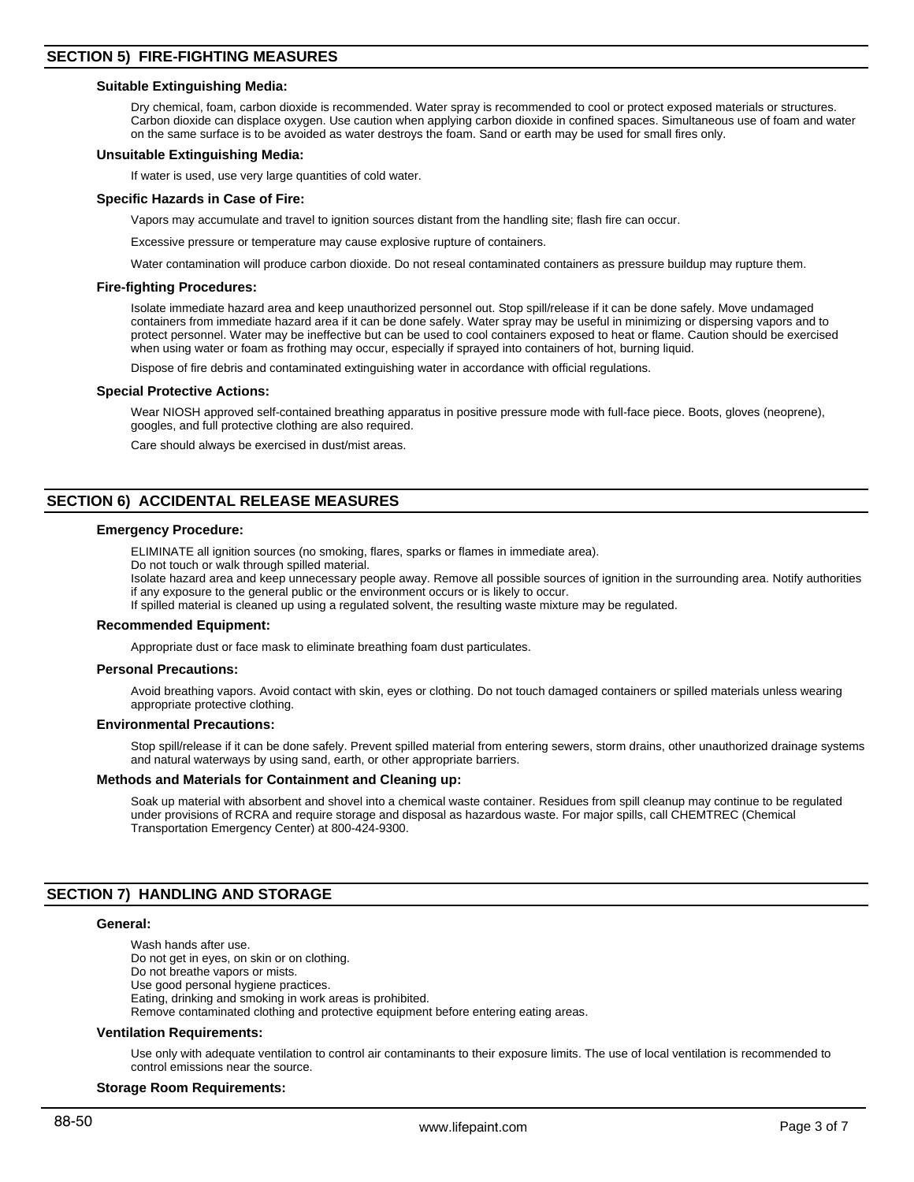## SECTION 5) FIRE-FIGHTING MEASURES

### Suitable Extinguishing Media:

Dry chemical, foam, carbon dioxide is recommended. Water spray is recommended to cool or protect exposed materials or structures. Carbon dioxide can displace oxygen. Use caution when applying carbon dioxide in confined spaces. Simultaneous use of foam and water on the same surface is to be avoided as water destroys the foam. Sand or earth may be used for small fires only.

### Unsuitable Extinguishing Media:

If water is used, use very large quantities of cold water.

### Specific Hazards in Case of Fire:

Vapors may accumulate and travel to ignition sources distant from the handling site; flash fire can occur.

Excessive pressure or temperature may cause explosive rupture of containers.

Water contamination will produce carbon dioxide. Do not reseal contaminated containers as pressure buildup may rupture them.

### Fire-fighting Procedures:

Isolate immediate hazard area and keep unauthorized personnel out. Stop spill/release if it can be done safely. Move undamaged containers from immediate hazard area if it can be done safely. Water spray may be useful in minimizing or dispersing vapors and to protect personnel. Water may be ineffective but can be used to cool containers exposed to heat or flame. Caution should be exercised when using water or foam as frothing may occur, especially if sprayed into containers of hot, burning liquid.

Dispose of fire debris and contaminated extinguishing water in accordance with official regulations.

### Special Protective Actions:

Wear NIOSH approved self-contained breathing apparatus in positive pressure mode with full-face piece. Boots, gloves (neoprene), googles, and full protective clothing are also required.

Care should always be exercised in dust/mist areas.

## SECTION 6) ACCIDENTAL RELEASE MEASURES

### Emergency Procedure:

ELIMINATE all ignition sources (no smoking, flares, sparks or flames in immediate area).
Do not touch or walk through spilled material.
Isolate hazard area and keep unnecessary people away. Remove all possible sources of ignition in the surrounding area. Notify authorities if any exposure to the general public or the environment occurs or is likely to occur.
If spilled material is cleaned up using a regulated solvent, the resulting waste mixture may be regulated.

### Recommended Equipment:

Appropriate dust or face mask to eliminate breathing foam dust particulates.

### Personal Precautions:

Avoid breathing vapors. Avoid contact with skin, eyes or clothing. Do not touch damaged containers or spilled materials unless wearing appropriate protective clothing.

### Environmental Precautions:

Stop spill/release if it can be done safely. Prevent spilled material from entering sewers, storm drains, other unauthorized drainage systems and natural waterways by using sand, earth, or other appropriate barriers.

### Methods and Materials for Containment and Cleaning up:

Soak up material with absorbent and shovel into a chemical waste container. Residues from spill cleanup may continue to be regulated under provisions of RCRA and require storage and disposal as hazardous waste. For major spills, call CHEMTREC (Chemical Transportation Emergency Center) at 800-424-9300.

## SECTION 7) HANDLING AND STORAGE

### General:

Wash hands after use.
Do not get in eyes, on skin or on clothing.
Do not breathe vapors or mists.
Use good personal hygiene practices.
Eating, drinking and smoking in work areas is prohibited.
Remove contaminated clothing and protective equipment before entering eating areas.

### Ventilation Requirements:

Use only with adequate ventilation to control air contaminants to their exposure limits. The use of local ventilation is recommended to control emissions near the source.

### Storage Room Requirements: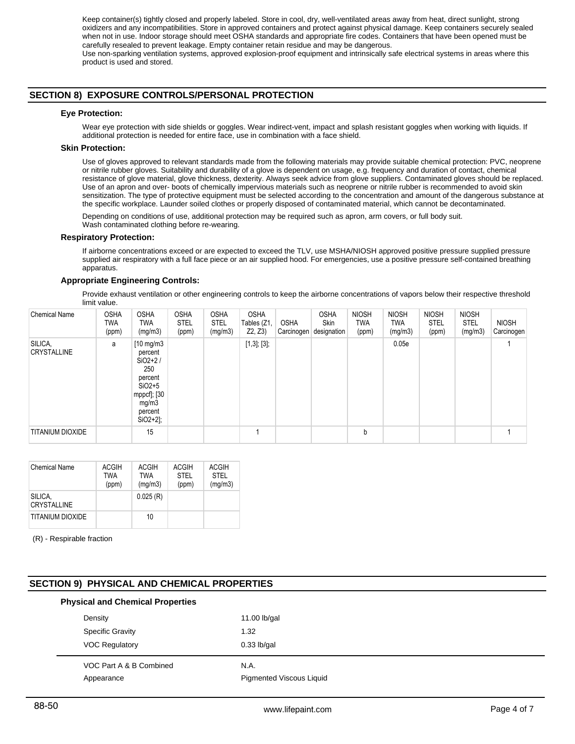Keep container(s) tightly closed and properly labeled. Store in cool, dry, well-ventilated areas away from heat, direct sunlight, strong oxidizers and any incompatibilities. Store in approved containers and protect against physical damage. Keep containers securely sealed when not in use. Indoor storage should meet OSHA standards and appropriate fire codes. Containers that have been opened must be carefully resealed to prevent leakage. Empty container retain residue and may be dangerous.
Use non-sparking ventilation systems, approved explosion-proof equipment and intrinsically safe electrical systems in areas where this product is used and stored.

## SECTION 8) EXPOSURE CONTROLS/PERSONAL PROTECTION

### Eye Protection:

Wear eye protection with side shields or goggles. Wear indirect-vent, impact and splash resistant goggles when working with liquids. If additional protection is needed for entire face, use in combination with a face shield.

### Skin Protection:

Use of gloves approved to relevant standards made from the following materials may provide suitable chemical protection: PVC, neoprene or nitrile rubber gloves. Suitability and durability of a glove is dependent on usage, e.g. frequency and duration of contact, chemical resistance of glove material, glove thickness, dexterity. Always seek advice from glove suppliers. Contaminated gloves should be replaced. Use of an apron and over- boots of chemically impervious materials such as neoprene or nitrile rubber is recommended to avoid skin sensitization. The type of protective equipment must be selected according to the concentration and amount of the dangerous substance at the specific workplace. Launder soiled clothes or properly disposed of contaminated material, which cannot be decontaminated.

Depending on conditions of use, additional protection may be required such as apron, arm covers, or full body suit.
Wash contaminated clothing before re-wearing.

### Respiratory Protection:

If airborne concentrations exceed or are expected to exceed the TLV, use MSHA/NIOSH approved positive pressure supplied pressure supplied air respiratory with a full face piece or an air supplied hood. For emergencies, use a positive pressure self-contained breathing apparatus.

### Appropriate Engineering Controls:

Provide exhaust ventilation or other engineering controls to keep the airborne concentrations of vapors below their respective threshold limit value.

| Chemical Name | OSHA TWA (ppm) | OSHA TWA (mg/m3) | OSHA STEL (ppm) | OSHA STEL (mg/m3) | OSHA Tables (Z1, Z2, Z3) | OSHA Carcinogen | OSHA Skin designation | NIOSH TWA (ppm) | NIOSH TWA (mg/m3) | NIOSH STEL (ppm) | NIOSH STEL (mg/m3) | NIOSH Carcinogen |
|---|---|---|---|---|---|---|---|---|---|---|---|---|
| SILICA, CRYSTALLINE | a | [10 mg/m3 percent SiO2+2 / 250 percent SiO2+5 mppcf]; [30 mg/m3 percent SiO2+2]; | | | [1,3]; [3]; | | | | 0.05e | | | 1 |
| TITANIUM DIOXIDE | | 15 | | | 1 | | | b | | | | 1 |

| Chemical Name | ACGIH TWA (ppm) | ACGIH TWA (mg/m3) | ACGIH STEL (ppm) | ACGIH STEL (mg/m3) |
|---|---|---|---|---|
| SILICA, CRYSTALLINE | | 0.025 (R) | | |
| TITANIUM DIOXIDE | | 10 | | |

(R) - Respirable fraction

## SECTION 9) PHYSICAL AND CHEMICAL PROPERTIES

### Physical and Chemical Properties

| | |
|---|---|
| Density | 11.00 lb/gal |
| Specific Gravity | 1.32 |
| VOC Regulatory | 0.33 lb/gal |
| VOC Part A & B Combined | N.A. |
| Appearance | Pigmented Viscous Liquid |

88-50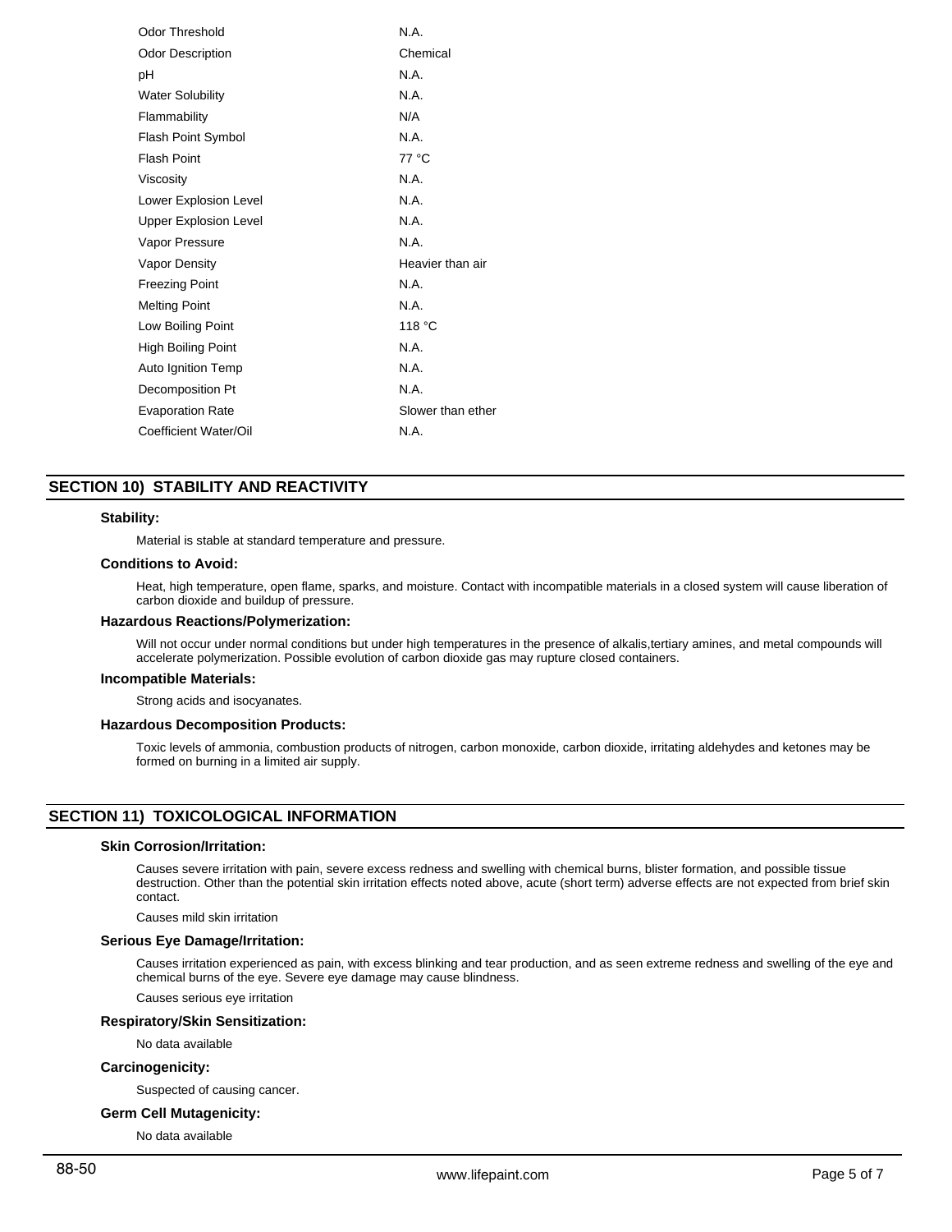| | |
|---|---|
| Odor Threshold | N.A. |
| Odor Description | Chemical |
| pH | N.A. |
| Water Solubility | N.A. |
| Flammability | N/A |
| Flash Point Symbol | N.A. |
| Flash Point | 77 °C |
| Viscosity | N.A. |
| Lower Explosion Level | N.A. |
| Upper Explosion Level | N.A. |
| Vapor Pressure | N.A. |
| Vapor Density | Heavier than air |
| Freezing Point | N.A. |
| Melting Point | N.A. |
| Low Boiling Point | 118 °C |
| High Boiling Point | N.A. |
| Auto Ignition Temp | N.A. |
| Decomposition Pt | N.A. |
| Evaporation Rate | Slower than ether |
| Coefficient Water/Oil | N.A. |

## SECTION 10) STABILITY AND REACTIVITY

### Stability:

Material is stable at standard temperature and pressure.

### Conditions to Avoid:

Heat, high temperature, open flame, sparks, and moisture. Contact with incompatible materials in a closed system will cause liberation of carbon dioxide and buildup of pressure.

### Hazardous Reactions/Polymerization:

Will not occur under normal conditions but under high temperatures in the presence of alkalis,tertiary amines, and metal compounds will accelerate polymerization. Possible evolution of carbon dioxide gas may rupture closed containers.

### Incompatible Materials:

Strong acids and isocyanates.

### Hazardous Decomposition Products:

Toxic levels of ammonia, combustion products of nitrogen, carbon monoxide, carbon dioxide, irritating aldehydes and ketones may be formed on burning in a limited air supply.

## SECTION 11) TOXICOLOGICAL INFORMATION

### Skin Corrosion/Irritation:

Causes severe irritation with pain, severe excess redness and swelling with chemical burns, blister formation, and possible tissue destruction. Other than the potential skin irritation effects noted above, acute (short term) adverse effects are not expected from brief skin contact.

Causes mild skin irritation

### Serious Eye Damage/Irritation:

Causes irritation experienced as pain, with excess blinking and tear production, and as seen extreme redness and swelling of the eye and chemical burns of the eye. Severe eye damage may cause blindness.

Causes serious eye irritation

### Respiratory/Skin Sensitization:

No data available

### Carcinogenicity:

Suspected of causing cancer.

### Germ Cell Mutagenicity:

No data available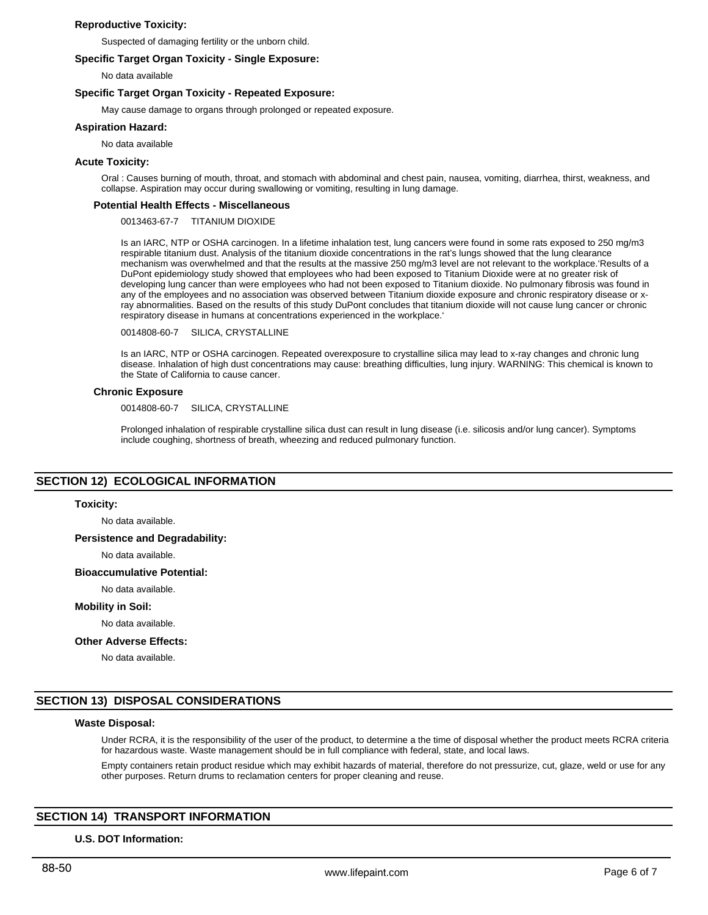### Reproductive Toxicity:

Suspected of damaging fertility or the unborn child.

### Specific Target Organ Toxicity - Single Exposure:

No data available

### Specific Target Organ Toxicity - Repeated Exposure:

May cause damage to organs through prolonged or repeated exposure.

### Aspiration Hazard:

No data available

### Acute Toxicity:

Oral : Causes burning of mouth, throat, and stomach with abdominal and chest pain, nausea, vomiting, diarrhea, thirst, weakness, and collapse. Aspiration may occur during swallowing or vomiting, resulting in lung damage.

### Potential Health Effects - Miscellaneous

0013463-67-7 TITANIUM DIOXIDE

Is an IARC, NTP or OSHA carcinogen. In a lifetime inhalation test, lung cancers were found in some rats exposed to 250 mg/m3 respirable titanium dust. Analysis of the titanium dioxide concentrations in the rat's lungs showed that the lung clearance mechanism was overwhelmed and that the results at the massive 250 mg/m3 level are not relevant to the workplace.'Results of a DuPont epidemiology study showed that employees who had been exposed to Titanium Dioxide were at no greater risk of developing lung cancer than were employees who had not been exposed to Titanium dioxide. No pulmonary fibrosis was found in any of the employees and no association was observed between Titanium dioxide exposure and chronic respiratory disease or x-ray abnormalities. Based on the results of this study DuPont concludes that titanium dioxide will not cause lung cancer or chronic respiratory disease in humans at concentrations experienced in the workplace.'

0014808-60-7 SILICA, CRYSTALLINE

Is an IARC, NTP or OSHA carcinogen. Repeated overexposure to crystalline silica may lead to x-ray changes and chronic lung disease. Inhalation of high dust concentrations may cause: breathing difficulties, lung injury. WARNING: This chemical is known to the State of California to cause cancer.

### Chronic Exposure

0014808-60-7 SILICA, CRYSTALLINE

Prolonged inhalation of respirable crystalline silica dust can result in lung disease (i.e. silicosis and/or lung cancer). Symptoms include coughing, shortness of breath, wheezing and reduced pulmonary function.

## SECTION 12) ECOLOGICAL INFORMATION

### Toxicity:

No data available.

### Persistence and Degradability:

No data available.

### Bioaccumulative Potential:

No data available.

### Mobility in Soil:

No data available.

### Other Adverse Effects:

No data available.

## SECTION 13) DISPOSAL CONSIDERATIONS

### Waste Disposal:

Under RCRA, it is the responsibility of the user of the product, to determine a the time of disposal whether the product meets RCRA criteria for hazardous waste. Waste management should be in full compliance with federal, state, and local laws.

Empty containers retain product residue which may exhibit hazards of material, therefore do not pressurize, cut, glaze, weld or use for any other purposes. Return drums to reclamation centers for proper cleaning and reuse.

## SECTION 14) TRANSPORT INFORMATION

### U.S. DOT Information: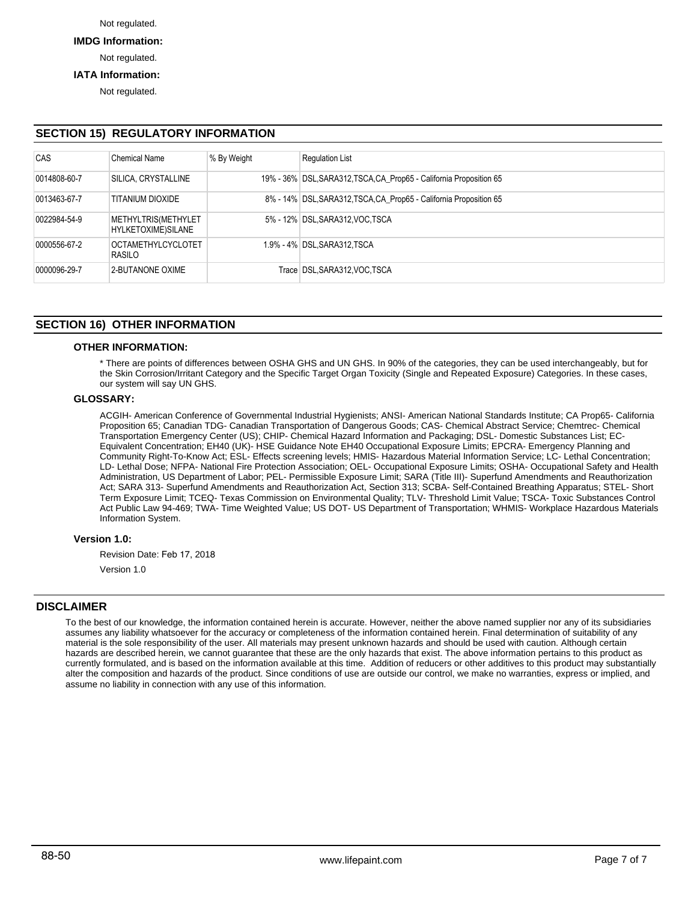Not regulated.

**IMDG Information:**

Not regulated.

**IATA Information:**

Not regulated.

## SECTION 15) REGULATORY INFORMATION

| CAS | Chemical Name | % By Weight | Regulation List |
| --- | --- | --- | --- |
| 0014808-60-7 | SILICA, CRYSTALLINE | 19% - 36% | DSL,SARA312,TSCA,CA_Prop65 - California Proposition 65 |
| 0013463-67-7 | TITANIUM DIOXIDE | 8% - 14% | DSL,SARA312,TSCA,CA_Prop65 - California Proposition 65 |
| 0022984-54-9 | METHYLTRIS(METHYLETHYLKETOXIME)SILANE | 5% - 12% | DSL,SARA312,VOC,TSCA |
| 0000556-67-2 | OCTAMETHYLCYCLOTETRASILO | 1.9% - 4% | DSL,SARA312,TSCA |
| 0000096-29-7 | 2-BUTANONE OXIME | Trace | DSL,SARA312,VOC,TSCA |

## SECTION 16) OTHER INFORMATION

**OTHER INFORMATION:**

* There are points of differences between OSHA GHS and UN GHS. In 90% of the categories, they can be used interchangeably, but for the Skin Corrosion/Irritant Category and the Specific Target Organ Toxicity (Single and Repeated Exposure) Categories. In these cases, our system will say UN GHS.

**GLOSSARY:**

ACGIH- American Conference of Governmental Industrial Hygienists; ANSI- American National Standards Institute; CA Prop65- California Proposition 65; Canadian TDG- Canadian Transportation of Dangerous Goods; CAS- Chemical Abstract Service; Chemtrec- Chemical Transportation Emergency Center (US); CHIP- Chemical Hazard Information and Packaging; DSL- Domestic Substances List; EC- Equivalent Concentration; EH40 (UK)- HSE Guidance Note EH40 Occupational Exposure Limits; EPCRA- Emergency Planning and Community Right-To-Know Act; ESL- Effects screening levels; HMIS- Hazardous Material Information Service; LC- Lethal Concentration; LD- Lethal Dose; NFPA- National Fire Protection Association; OEL- Occupational Exposure Limits; OSHA- Occupational Safety and Health Administration, US Department of Labor; PEL- Permissible Exposure Limit; SARA (Title III)- Superfund Amendments and Reauthorization Act; SARA 313- Superfund Amendments and Reauthorization Act, Section 313; SCBA- Self-Contained Breathing Apparatus; STEL- Short Term Exposure Limit; TCEQ- Texas Commission on Environmental Quality; TLV- Threshold Limit Value; TSCA- Toxic Substances Control Act Public Law 94-469; TWA- Time Weighted Value; US DOT- US Department of Transportation; WHMIS- Workplace Hazardous Materials Information System.

**Version 1.0:**

Revision Date: Feb 17, 2018

Version 1.0

## DISCLAIMER

To the best of our knowledge, the information contained herein is accurate. However, neither the above named supplier nor any of its subsidiaries assumes any liability whatsoever for the accuracy or completeness of the information contained herein. Final determination of suitability of any material is the sole responsibility of the user. All materials may present unknown hazards and should be used with caution. Although certain hazards are described herein, we cannot guarantee that these are the only hazards that exist. The above information pertains to this product as currently formulated, and is based on the information available at this time. Addition of reducers or other additives to this product may substantially alter the composition and hazards of the product. Since conditions of use are outside our control, we make no warranties, express or implied, and assume no liability in connection with any use of this information.

88-50

www.lifepaint.com